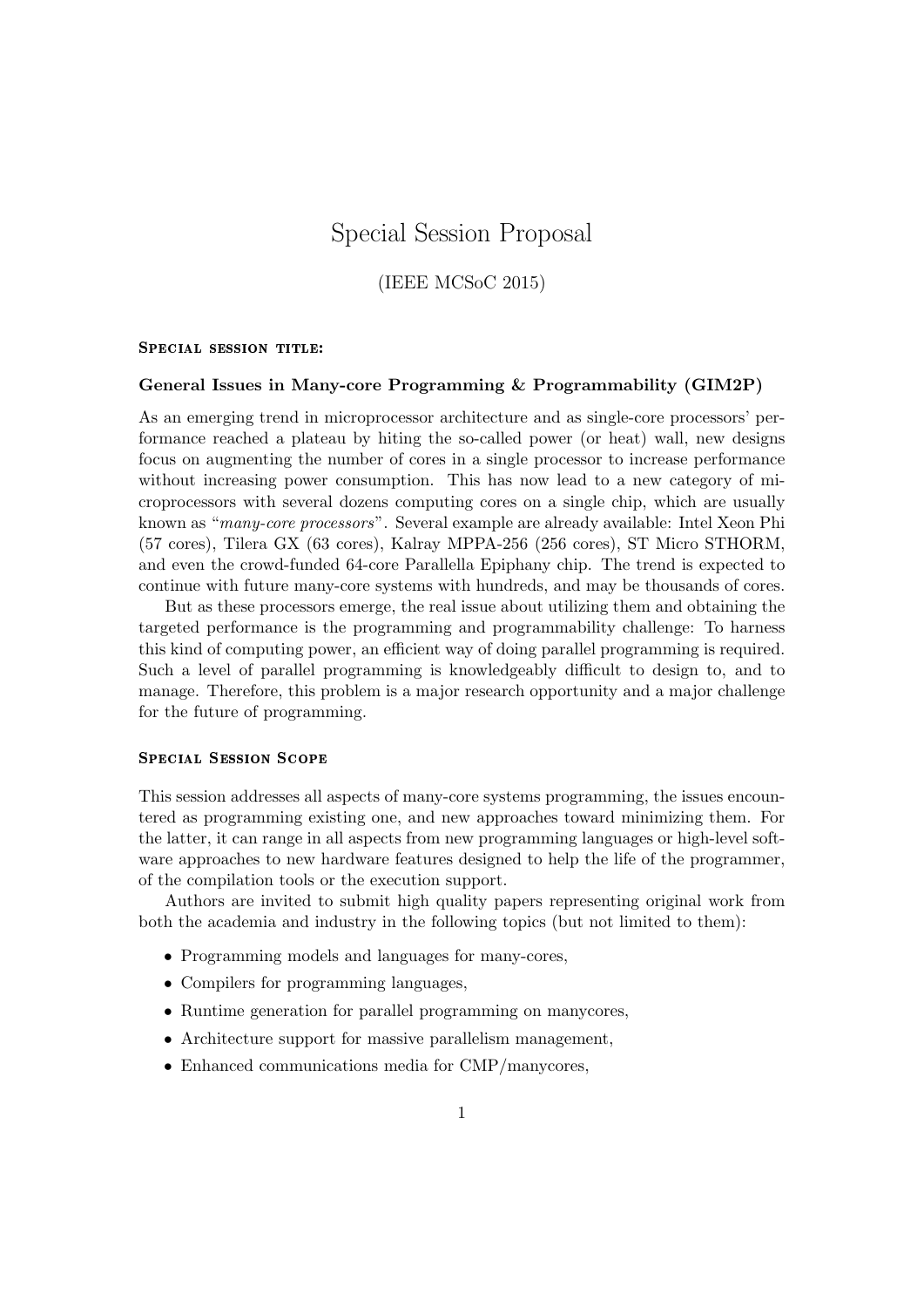# Special Session Proposal

(IEEE MCSoC 2015)

### Special session title:

**General Issues in Many-core Programming & Programmability (GIM2P)**

As an emerging trend in microprocessor architecture and as single-core processors' performance reached a plateau by hiting the so-called power (or heat) wall, new designs focus on augmenting the number of cores in a single processor to increase performance without increasing power consumption. This has now lead to a new category of microprocessors with several dozens computing cores on a single chip, which are usually known as "*many-core processors*". Several example are already available: Intel Xeon Phi (57 cores), Tilera GX (63 cores), Kalray MPPA-256 (256 cores), ST Micro STHORM, and even the crowd-funded 64-core Parallella Epiphany chip. The trend is expected to continue with future many-core systems with hundreds, and may be thousands of cores.

But as these processors emerge, the real issue about utilizing them and obtaining the targeted performance is the programming and programmability challenge: To harness this kind of computing power, an efficient way of doing parallel programming is required. Such a level of parallel programming is knowledgeably difficult to design to, and to manage. Therefore, this problem is a major research opportunity and a major challenge for the future of programming.

### Special Session Scope

This session addresses all aspects of many-core systems programming, the issues encountered as programming existing one, and new approaches toward minimizing them. For the latter, it can range in all aspects from new programming languages or high-level software approaches to new hardware features designed to help the life of the programmer, of the compilation tools or the execution support.

Authors are invited to submit high quality papers representing original work from both the academia and industry in the following topics (but not limited to them):

- Programming models and languages for many-cores,
- Compilers for programming languages,
- Runtime generation for parallel programming on manycores,
- Architecture support for massive parallelism management,
- Enhanced communications media for CMP/manycores,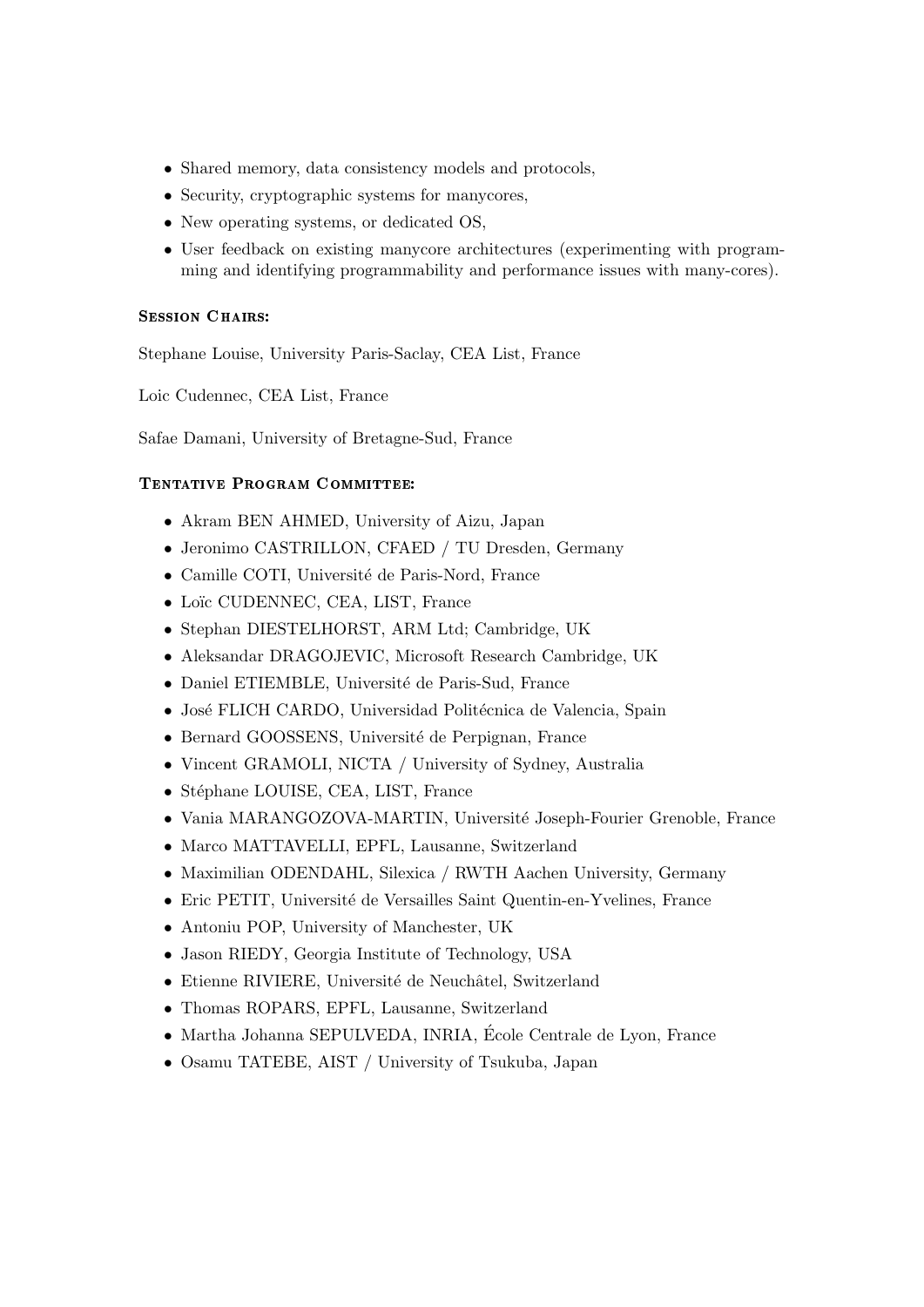- Shared memory, data consistency models and protocols,
- Security, cryptographic systems for manycores,
- New operating systems, or dedicated OS,
- User feedback on existing manycore architectures (experimenting with programming and identifying programmability and performance issues with many-cores).

### Session Chairs:

Stephane Louise, University Paris-Saclay, CEA List, France

Loic Cudennec, CEA List, France

Safae Damani, University of Bretagne-Sud, France

### Tentative Program Committee:

- Akram BEN AHMED, University of Aizu, Japan
- Jeronimo CASTRILLON, CFAED / TU Dresden, Germany
- Camille COTI, Université de Paris-Nord, France
- Loïc CUDENNEC, CEA, LIST, France
- Stephan DIESTELHORST, ARM Ltd; Cambridge, UK
- Aleksandar DRAGOJEVIC, Microsoft Research Cambridge, UK
- Daniel ETIEMBLE, Université de Paris-Sud, France
- José FLICH CARDO, Universidad Politécnica de Valencia, Spain
- Bernard GOOSSENS, Université de Perpignan, France
- Vincent GRAMOLI, NICTA / University of Sydney, Australia
- Stéphane LOUISE, CEA, LIST, France
- Vania MARANGOZOVA-MARTIN, Université Joseph-Fourier Grenoble, France
- Marco MATTAVELLI, EPFL, Lausanne, Switzerland
- Maximilian ODENDAHL, Silexica / RWTH Aachen University, Germany
- Eric PETIT, Université de Versailles Saint Quentin-en-Yvelines, France
- Antoniu POP, University of Manchester, UK
- Jason RIEDY, Georgia Institute of Technology, USA
- Etienne RIVIERE, Université de Neuchâtel, Switzerland
- Thomas ROPARS, EPFL, Lausanne, Switzerland
- Martha Johanna SEPULVEDA, INRIA, École Centrale de Lyon, France
- Osamu TATEBE, AIST / University of Tsukuba, Japan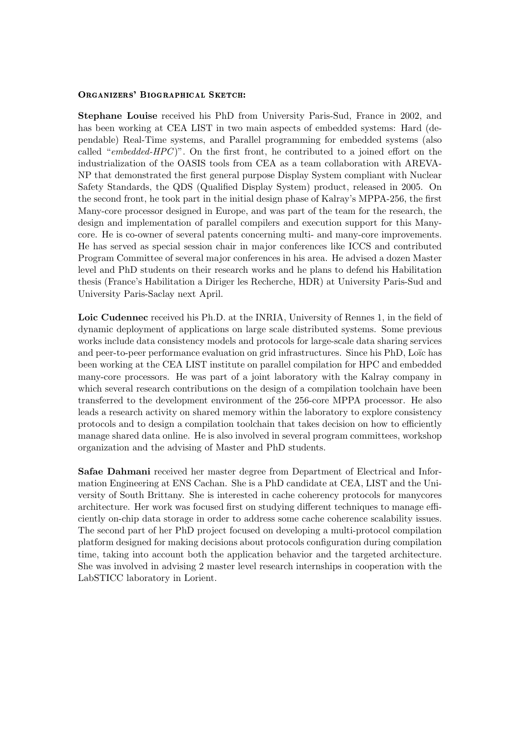**Organizers' Biographical Sketch:**

**Stephane Louise** received his PhD from University Paris-Sud, France in 2002, and has been working at CEA LIST in two main aspects of embedded systems: Hard (dependable) Real-Time systems, and Parallel programming for embedded systems (also called "*embedded-HPC*)". On the first front, he contributed to a joined effort on the industrialization of the OASIS tools from CEA as a team collaboration with AREVA-NP that demonstrated the first general purpose Display System compliant with Nuclear Safety Standards, the QDS (Qualified Display System) product, released in 2005. On the second front, he took part in the initial design phase of Kalray's MPPA-256, the first Many-core processor designed in Europe, and was part of the team for the research, the design and implementation of parallel compilers and execution support for this Many-core. He is co-owner of several patents concerning multi- and many-core improvements. He has served as special session chair in major conferences like ICCS and contributed Program Committee of several major conferences in his area. He advised a dozen Master level and PhD students on their research works and he plans to defend his Habilitation thesis (France's Habilitation a Diriger les Recherche, HDR) at University Paris-Sud and University Paris-Saclay next April.

**Loic Cudennec** received his Ph.D. at the INRIA, University of Rennes 1, in the field of dynamic deployment of applications on large scale distributed systems. Some previous works include data consistency models and protocols for large-scale data sharing services and peer-to-peer performance evaluation on grid infrastructures. Since his PhD, Loïc has been working at the CEA LIST institute on parallel compilation for HPC and embedded many-core processors. He was part of a joint laboratory with the Kalray company in which several research contributions on the design of a compilation toolchain have been transferred to the development environment of the 256-core MPPA processor. He also leads a research activity on shared memory within the laboratory to explore consistency protocols and to design a compilation toolchain that takes decision on how to efficiently manage shared data online. He is also involved in several program committees, workshop organization and the advising of Master and PhD students.

**Safae Dahmani** received her master degree from Department of Electrical and Information Engineering at ENS Cachan. She is a PhD candidate at CEA, LIST and the University of South Brittany. She is interested in cache coherency protocols for manycores architecture. Her work was focused first on studying different techniques to manage efficiently on-chip data storage in order to address some cache coherence scalability issues. The second part of her PhD project focused on developing a multi-protocol compilation platform designed for making decisions about protocols configuration during compilation time, taking into account both the application behavior and the targeted architecture. She was involved in advising 2 master level research internships in cooperation with the LabSTICC laboratory in Lorient.